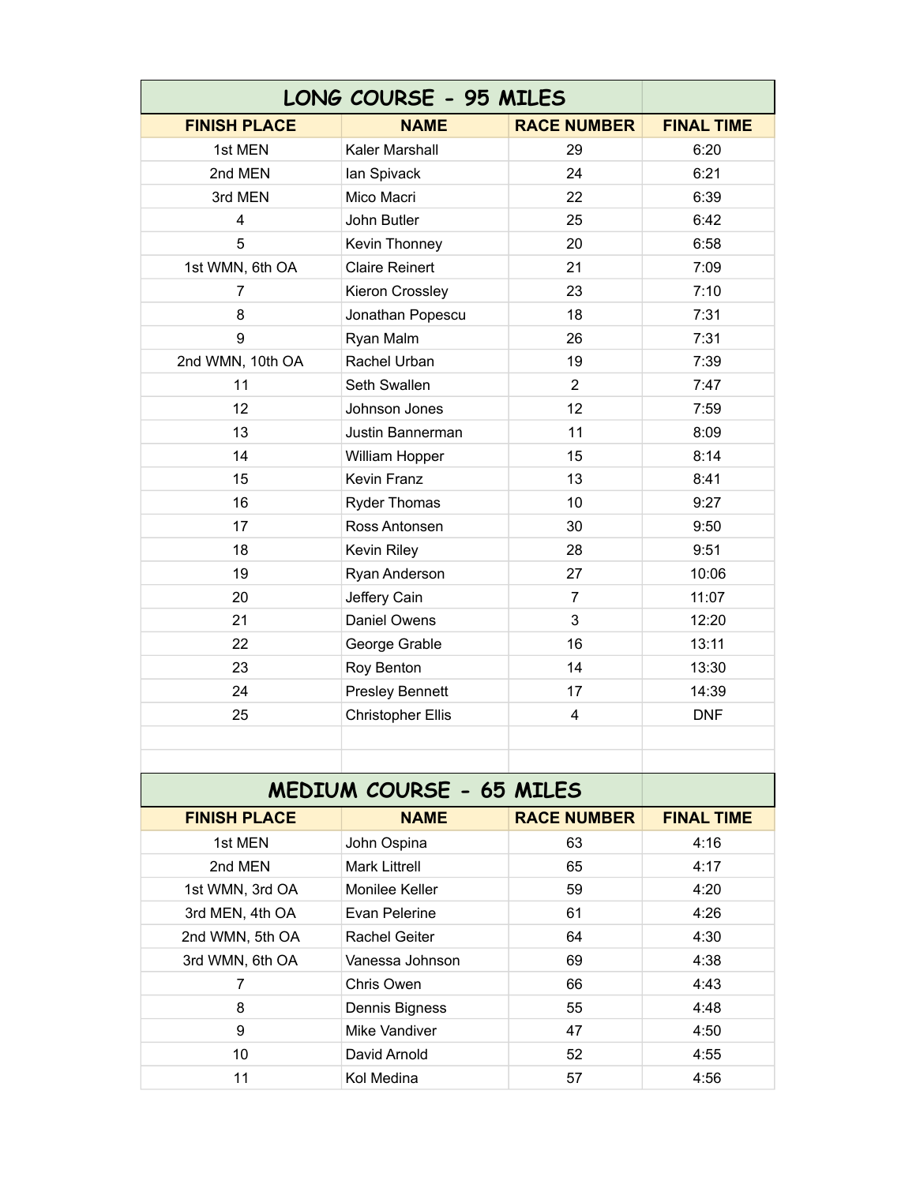## LONG COURSE - 95 MILES

| FINISH PLACE | NAME | RACE NUMBER | FINAL TIME |
| --- | --- | --- | --- |
| 1st MEN | Kaler Marshall | 29 | 6:20 |
| 2nd MEN | Ian Spivack | 24 | 6:21 |
| 3rd MEN | Mico Macri | 22 | 6:39 |
| 4 | John Butler | 25 | 6:42 |
| 5 | Kevin Thonney | 20 | 6:58 |
| 1st WMN, 6th OA | Claire Reinert | 21 | 7:09 |
| 7 | Kieron Crossley | 23 | 7:10 |
| 8 | Jonathan Popescu | 18 | 7:31 |
| 9 | Ryan Malm | 26 | 7:31 |
| 2nd WMN, 10th OA | Rachel Urban | 19 | 7:39 |
| 11 | Seth Swallen | 2 | 7:47 |
| 12 | Johnson Jones | 12 | 7:59 |
| 13 | Justin Bannerman | 11 | 8:09 |
| 14 | William Hopper | 15 | 8:14 |
| 15 | Kevin Franz | 13 | 8:41 |
| 16 | Ryder Thomas | 10 | 9:27 |
| 17 | Ross Antonsen | 30 | 9:50 |
| 18 | Kevin Riley | 28 | 9:51 |
| 19 | Ryan Anderson | 27 | 10:06 |
| 20 | Jeffery Cain | 7 | 11:07 |
| 21 | Daniel Owens | 3 | 12:20 |
| 22 | George Grable | 16 | 13:11 |
| 23 | Roy Benton | 14 | 13:30 |
| 24 | Presley Bennett | 17 | 14:39 |
| 25 | Christopher Ellis | 4 | DNF |

## MEDIUM COURSE - 65 MILES

| FINISH PLACE | NAME | RACE NUMBER | FINAL TIME |
| --- | --- | --- | --- |
| 1st MEN | John Ospina | 63 | 4:16 |
| 2nd MEN | Mark Littrell | 65 | 4:17 |
| 1st WMN, 3rd OA | Monilee Keller | 59 | 4:20 |
| 3rd MEN, 4th OA | Evan Pelerine | 61 | 4:26 |
| 2nd WMN, 5th OA | Rachel Geiter | 64 | 4:30 |
| 3rd WMN, 6th OA | Vanessa Johnson | 69 | 4:38 |
| 7 | Chris Owen | 66 | 4:43 |
| 8 | Dennis Bigness | 55 | 4:48 |
| 9 | Mike Vandiver | 47 | 4:50 |
| 10 | David Arnold | 52 | 4:55 |
| 11 | Kol Medina | 57 | 4:56 |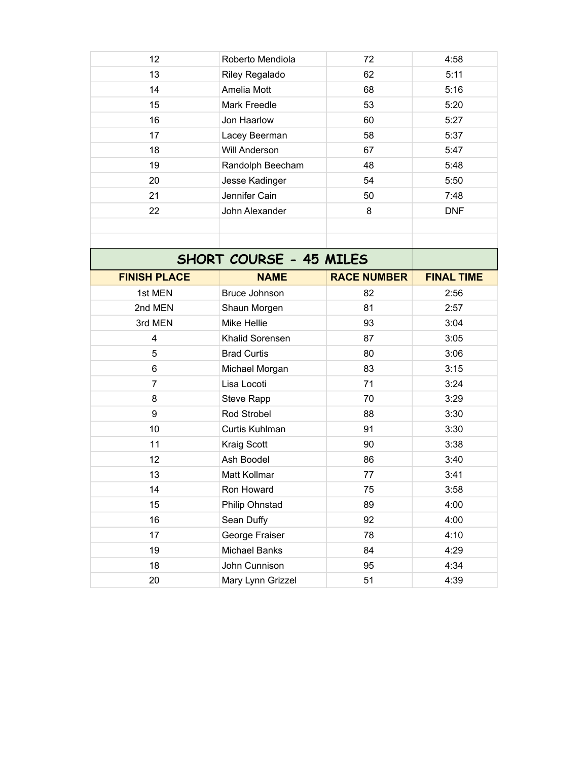| | | | |
|---|---|---|---|
| 12 | Roberto Mendiola | 72 | 4:58 |
| 13 | Riley Regalado | 62 | 5:11 |
| 14 | Amelia Mott | 68 | 5:16 |
| 15 | Mark Freedle | 53 | 5:20 |
| 16 | Jon Haarlow | 60 | 5:27 |
| 17 | Lacey Beerman | 58 | 5:37 |
| 18 | Will Anderson | 67 | 5:47 |
| 19 | Randolph Beecham | 48 | 5:48 |
| 20 | Jesse Kadinger | 54 | 5:50 |
| 21 | Jennifer Cain | 50 | 7:48 |
| 22 | John Alexander | 8 | DNF |

## SHORT COURSE - 45 MILES

| FINISH PLACE | NAME | RACE NUMBER | FINAL TIME |
|---|---|---|---|
| 1st MEN | Bruce Johnson | 82 | 2:56 |
| 2nd MEN | Shaun Morgen | 81 | 2:57 |
| 3rd MEN | Mike Hellie | 93 | 3:04 |
| 4 | Khalid Sorensen | 87 | 3:05 |
| 5 | Brad Curtis | 80 | 3:06 |
| 6 | Michael Morgan | 83 | 3:15 |
| 7 | Lisa Locoti | 71 | 3:24 |
| 8 | Steve Rapp | 70 | 3:29 |
| 9 | Rod Strobel | 88 | 3:30 |
| 10 | Curtis Kuhlman | 91 | 3:30 |
| 11 | Kraig Scott | 90 | 3:38 |
| 12 | Ash Boodel | 86 | 3:40 |
| 13 | Matt Kollmar | 77 | 3:41 |
| 14 | Ron Howard | 75 | 3:58 |
| 15 | Philip Ohnstad | 89 | 4:00 |
| 16 | Sean Duffy | 92 | 4:00 |
| 17 | George Fraiser | 78 | 4:10 |
| 19 | Michael Banks | 84 | 4:29 |
| 18 | John Cunnison | 95 | 4:34 |
| 20 | Mary Lynn Grizzel | 51 | 4:39 |